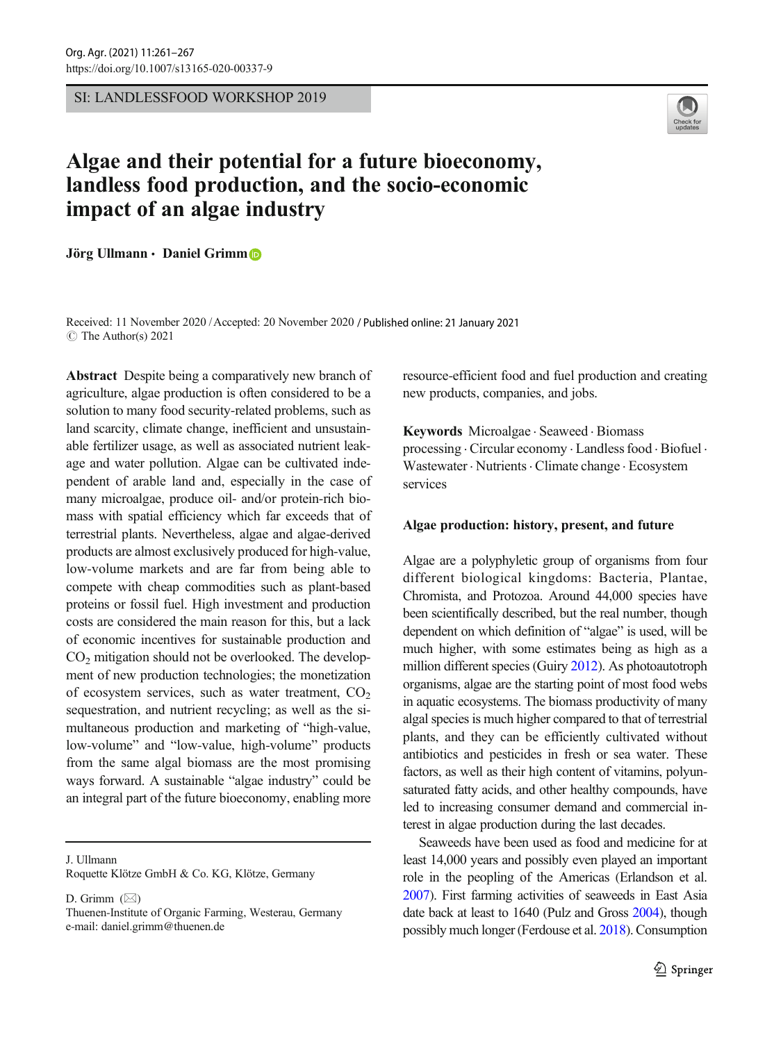SI: LANDLESSFOOD WORKSHOP 2019

# Algae and their potential for a future bioeconomy, landless food production, and the socio-economic impact of an algae industry

**Jörg Ullmann · Daniel Grimm**

Received: 11 November 2020 / Accepted: 20 November 2020 / Published online: 21 January 2021
© The Author(s) 2021

**Abstract** Despite being a comparatively new branch of agriculture, algae production is often considered to be a solution to many food security-related problems, such as land scarcity, climate change, inefficient and unsustainable fertilizer usage, as well as associated nutrient leakage and water pollution. Algae can be cultivated independent of arable land and, especially in the case of many microalgae, produce oil- and/or protein-rich biomass with spatial efficiency which far exceeds that of terrestrial plants. Nevertheless, algae and algae-derived products are almost exclusively produced for high-value, low-volume markets and are far from being able to compete with cheap commodities such as plant-based proteins or fossil fuel. High investment and production costs are considered the main reason for this, but a lack of economic incentives for sustainable production and $CO_2$ mitigation should not be overlooked. The development of new production technologies; the monetization of ecosystem services, such as water treatment, $CO_2$ sequestration, and nutrient recycling; as well as the simultaneous production and marketing of "high-value, low-volume" and "low-value, high-volume" products from the same algal biomass are the most promising ways forward. A sustainable "algae industry" could be an integral part of the future bioeconomy, enabling more resource-efficient food and fuel production and creating new products, companies, and jobs.

**Keywords** Microalgae · Seaweed · Biomass processing · Circular economy · Landless food · Biofuel · Wastewater · Nutrients · Climate change · Ecosystem services

J. Ullmann
Roquette Klötze GmbH & Co. KG, Klötze, Germany

D. Grimm (✉)
Thuenen-Institute of Organic Farming, Westerau, Germany
e-mail: daniel.grimm@thuenen.de

## Algae production: history, present, and future

Algae are a polyphyletic group of organisms from four different biological kingdoms: Bacteria, Plantae, Chromista, and Protozoa. Around 44,000 species have been scientifically described, but the real number, though dependent on which definition of "algae" is used, will be much higher, with some estimates being as high as a million different species (Guiry 2012). As photoautotroph organisms, algae are the starting point of most food webs in aquatic ecosystems. The biomass productivity of many algal species is much higher compared to that of terrestrial plants, and they can be efficiently cultivated without antibiotics and pesticides in fresh or sea water. These factors, as well as their high content of vitamins, polyunsaturated fatty acids, and other healthy compounds, have led to increasing consumer demand and commercial interest in algae production during the last decades.

Seaweeds have been used as food and medicine for at least 14,000 years and possibly even played an important role in the peopling of the Americas (Erlandson et al. 2007). First farming activities of seaweeds in East Asia date back at least to 1640 (Pulz and Gross 2004), though possibly much longer (Ferdouse et al. 2018). Consumption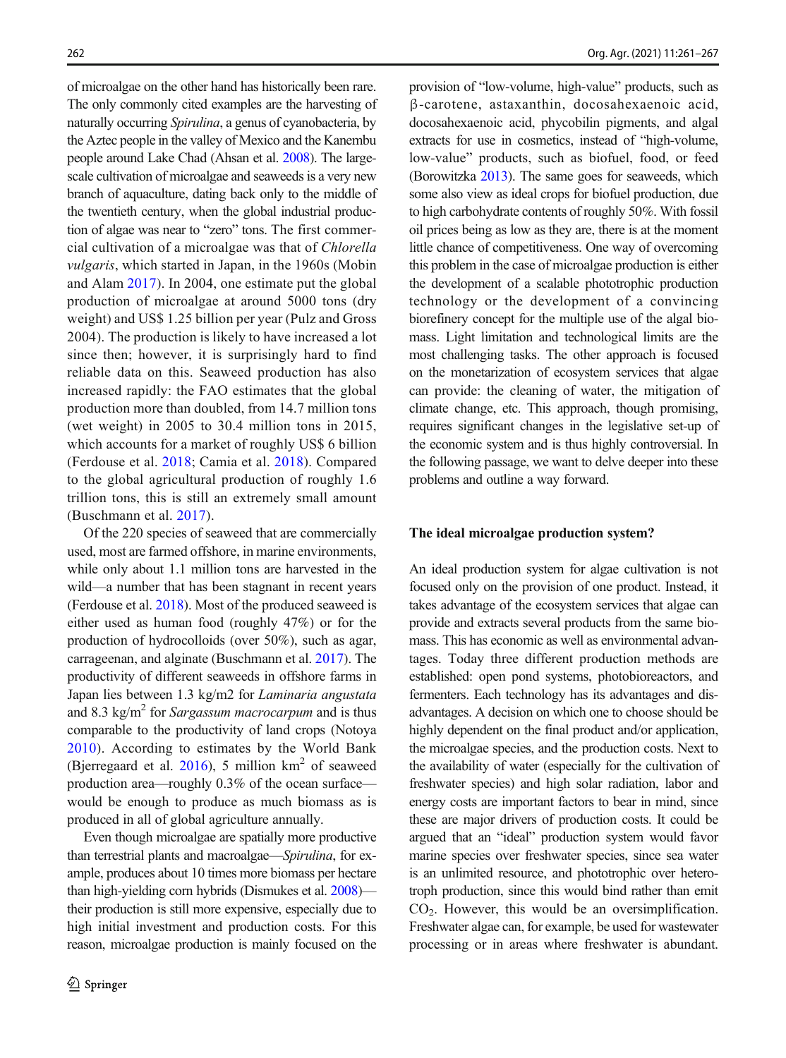of microalgae on the other hand has historically been rare. The only commonly cited examples are the harvesting of naturally occurring *Spirulina*, a genus of cyanobacteria, by the Aztec people in the valley of Mexico and the Kanembu people around Lake Chad (Ahsan et al. 2008). The large-scale cultivation of microalgae and seaweeds is a very new branch of aquaculture, dating back only to the middle of the twentieth century, when the global industrial production of algae was near to "zero" tons. The first commercial cultivation of a microalgae was that of *Chlorella vulgaris*, which started in Japan, in the 1960s (Mobin and Alam 2017). In 2004, one estimate put the global production of microalgae at around 5000 tons (dry weight) and US$ 1.25 billion per year (Pulz and Gross 2004). The production is likely to have increased a lot since then; however, it is surprisingly hard to find reliable data on this. Seaweed production has also increased rapidly: the FAO estimates that the global production more than doubled, from 14.7 million tons (wet weight) in 2005 to 30.4 million tons in 2015, which accounts for a market of roughly US$ 6 billion (Ferdouse et al. 2018; Camia et al. 2018). Compared to the global agricultural production of roughly 1.6 trillion tons, this is still an extremely small amount (Buschmann et al. 2017).

Of the 220 species of seaweed that are commercially used, most are farmed offshore, in marine environments, while only about 1.1 million tons are harvested in the wild—a number that has been stagnant in recent years (Ferdouse et al. 2018). Most of the produced seaweed is either used as human food (roughly 47%) or for the production of hydrocolloids (over 50%), such as agar, carrageenan, and alginate (Buschmann et al. 2017). The productivity of different seaweeds in offshore farms in Japan lies between 1.3 kg/m2 for *Laminaria angustata* and 8.3 kg/m$^2$ for *Sargassum macrocarpum* and is thus comparable to the productivity of land crops (Notoya 2010). According to estimates by the World Bank (Bjerregaard et al. 2016), 5 million km$^2$ of seaweed production area—roughly 0.3% of the ocean surface—would be enough to produce as much biomass as is produced in all of global agriculture annually.

Even though microalgae are spatially more productive than terrestrial plants and macroalgae—*Spirulina*, for example, produces about 10 times more biomass per hectare than high-yielding corn hybrids (Dismukes et al. 2008)—their production is still more expensive, especially due to high initial investment and production costs. For this reason, microalgae production is mainly focused on the provision of "low-volume, high-value" products, such as β-carotene, astaxanthin, docosahexaenoic acid, docosahexaenoic acid, phycobilin pigments, and algal extracts for use in cosmetics, instead of "high-volume, low-value" products, such as biofuel, food, or feed (Borowitzka 2013). The same goes for seaweeds, which some also view as ideal crops for biofuel production, due to high carbohydrate contents of roughly 50%. With fossil oil prices being as low as they are, there is at the moment little chance of competitiveness. One way of overcoming this problem in the case of microalgae production is either the development of a scalable phototrophic production technology or the development of a convincing biorefinery concept for the multiple use of the algal biomass. Light limitation and technological limits are the most challenging tasks. The other approach is focused on the monetarization of ecosystem services that algae can provide: the cleaning of water, the mitigation of climate change, etc. This approach, though promising, requires significant changes in the legislative set-up of the economic system and is thus highly controversial. In the following passage, we want to delve deeper into these problems and outline a way forward.

## The ideal microalgae production system?

An ideal production system for algae cultivation is not focused only on the provision of one product. Instead, it takes advantage of the ecosystem services that algae can provide and extracts several products from the same biomass. This has economic as well as environmental advantages. Today three different production methods are established: open pond systems, photobioreactors, and fermenters. Each technology has its advantages and disadvantages. A decision on which one to choose should be highly dependent on the final product and/or application, the microalgae species, and the production costs. Next to the availability of water (especially for the cultivation of freshwater species) and high solar radiation, labor and energy costs are important factors to bear in mind, since these are major drivers of production costs. It could be argued that an "ideal" production system would favor marine species over freshwater species, since sea water is an unlimited resource, and phototrophic over heterotroph production, since this would bind rather than emit $CO_2$. However, this would be an oversimplification. Freshwater algae can, for example, be used for wastewater processing or in areas where freshwater is abundant.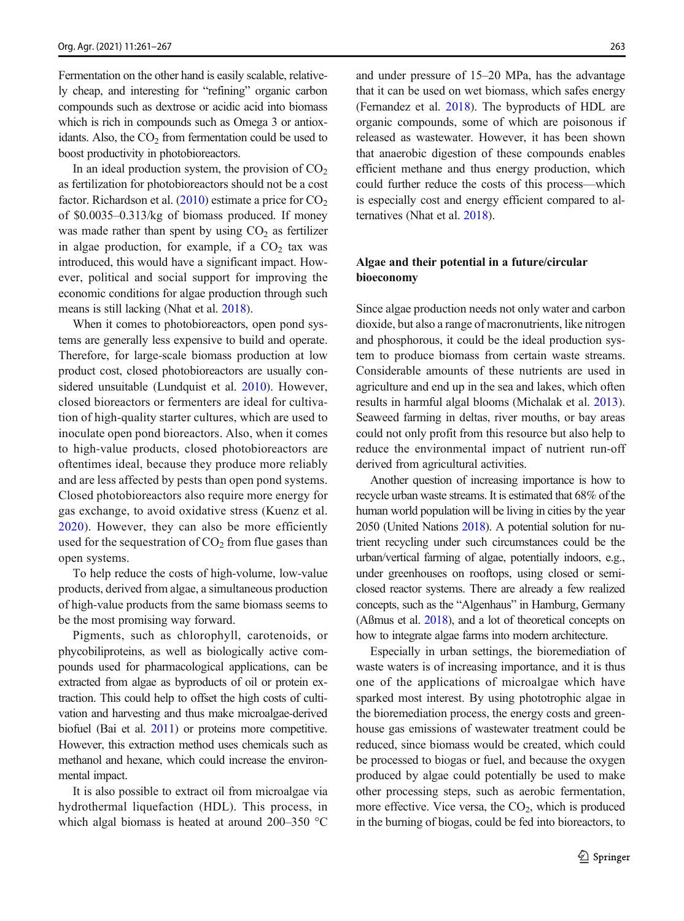Fermentation on the other hand is easily scalable, relatively cheap, and interesting for "refining" organic carbon compounds such as dextrose or acidic acid into biomass which is rich in compounds such as Omega 3 or antioxidants. Also, the $CO_2$ from fermentation could be used to boost productivity in photobioreactors.

In an ideal production system, the provision of $CO_2$ as fertilization for photobioreactors should not be a cost factor. Richardson et al. (2010) estimate a price for $CO_2$ of \$0.0035–0.313/kg of biomass produced. If money was made rather than spent by using $CO_2$ as fertilizer in algae production, for example, if a $CO_2$ tax was introduced, this would have a significant impact. However, political and social support for improving the economic conditions for algae production through such means is still lacking (Nhat et al. 2018).

When it comes to photobioreactors, open pond systems are generally less expensive to build and operate. Therefore, for large-scale biomass production at low product cost, closed photobioreactors are usually considered unsuitable (Lundquist et al. 2010). However, closed bioreactors or fermenters are ideal for cultivation of high-quality starter cultures, which are used to inoculate open pond bioreactors. Also, when it comes to high-value products, closed photobioreactors are oftentimes ideal, because they produce more reliably and are less affected by pests than open pond systems. Closed photobioreactors also require more energy for gas exchange, to avoid oxidative stress (Kuenz et al. 2020). However, they can also be more efficiently used for the sequestration of $CO_2$ from flue gases than open systems.

To help reduce the costs of high-volume, low-value products, derived from algae, a simultaneous production of high-value products from the same biomass seems to be the most promising way forward.

Pigments, such as chlorophyll, carotenoids, or phycobiliproteins, as well as biologically active compounds used for pharmacological applications, can be extracted from algae as byproducts of oil or protein extraction. This could help to offset the high costs of cultivation and harvesting and thus make microalgae-derived biofuel (Bai et al. 2011) or proteins more competitive. However, this extraction method uses chemicals such as methanol and hexane, which could increase the environmental impact.

It is also possible to extract oil from microalgae via hydrothermal liquefaction (HDL). This process, in which algal biomass is heated at around 200–350 °C and under pressure of 15–20 MPa, has the advantage that it can be used on wet biomass, which safes energy (Fernandez et al. 2018). The byproducts of HDL are organic compounds, some of which are poisonous if released as wastewater. However, it has been shown that anaerobic digestion of these compounds enables efficient methane and thus energy production, which could further reduce the costs of this process—which is especially cost and energy efficient compared to alternatives (Nhat et al. 2018).

## Algae and their potential in a future/circular bioeconomy

Since algae production needs not only water and carbon dioxide, but also a range of macronutrients, like nitrogen and phosphorous, it could be the ideal production system to produce biomass from certain waste streams. Considerable amounts of these nutrients are used in agriculture and end up in the sea and lakes, which often results in harmful algal blooms (Michalak et al. 2013). Seaweed farming in deltas, river mouths, or bay areas could not only profit from this resource but also help to reduce the environmental impact of nutrient run-off derived from agricultural activities.

Another question of increasing importance is how to recycle urban waste streams. It is estimated that 68% of the human world population will be living in cities by the year 2050 (United Nations 2018). A potential solution for nutrient recycling under such circumstances could be the urban/vertical farming of algae, potentially indoors, e.g., under greenhouses on rooftops, using closed or semi-closed reactor systems. There are already a few realized concepts, such as the "Algenhaus" in Hamburg, Germany (Aßmus et al. 2018), and a lot of theoretical concepts on how to integrate algae farms into modern architecture.

Especially in urban settings, the bioremediation of waste waters is of increasing importance, and it is thus one of the applications of microalgae which have sparked most interest. By using phototrophic algae in the bioremediation process, the energy costs and greenhouse gas emissions of wastewater treatment could be reduced, since biomass would be created, which could be processed to biogas or fuel, and because the oxygen produced by algae could potentially be used to make other processing steps, such as aerobic fermentation, more effective. Vice versa, the $CO_2$, which is produced in the burning of biogas, could be fed into bioreactors, to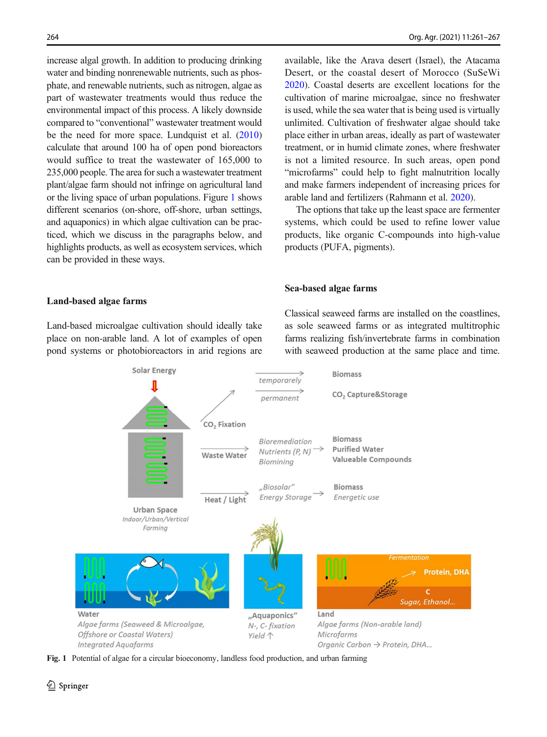increase algal growth. In addition to producing drinking water and binding nonrenewable nutrients, such as phosphate, and renewable nutrients, such as nitrogen, algae as part of wastewater treatments would thus reduce the environmental impact of this process. A likely downside compared to "conventional" wastewater treatment would be the need for more space. Lundquist et al. (2010) calculate that around 100 ha of open pond bioreactors would suffice to treat the wastewater of 165,000 to 235,000 people. The area for such a wastewater treatment plant/algae farm should not infringe on agricultural land or the living space of urban populations. Figure 1 shows different scenarios (on-shore, off-shore, urban settings, and aquaponics) in which algae cultivation can be practiced, which we discuss in the paragraphs below, and highlights products, as well as ecosystem services, which can be provided in these ways.

## Land-based algae farms

Land-based microalgae cultivation should ideally take place on non-arable land. A lot of examples of open pond systems or photobioreactors in arid regions are available, like the Arava desert (Israel), the Atacama Desert, or the coastal desert of Morocco (SuSeWi 2020). Coastal deserts are excellent locations for the cultivation of marine microalgae, since no freshwater is used, while the sea water that is being used is virtually unlimited. Cultivation of freshwater algae should take place either in urban areas, ideally as part of wastewater treatment, or in humid climate zones, where freshwater is not a limited resource. In such areas, open pond "microfarms" could help to fight malnutrition locally and make farmers independent of increasing prices for arable land and fertilizers (Rahmann et al. 2020).

The options that take up the least space are fermenter systems, which could be used to refine lower value products, like organic C-compounds into high-value products (PUFA, pigments).

## Sea-based algae farms

Classical seaweed farms are installed on the coastlines, as sole seaweed farms or as integrated multitrophic farms realizing fish/invertebrate farms in combination with seaweed production at the same place and time.

**Fig. 1** Potential of algae for a circular bioeconomy, landless food production, and urban farming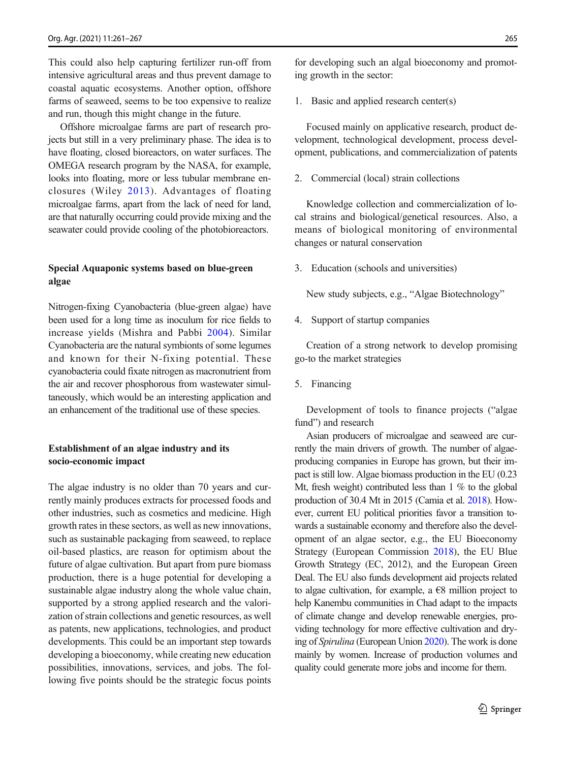This could also help capturing fertilizer run-off from intensive agricultural areas and thus prevent damage to coastal aquatic ecosystems. Another option, offshore farms of seaweed, seems to be too expensive to realize and run, though this might change in the future.

Offshore microalgae farms are part of research projects but still in a very preliminary phase. The idea is to have floating, closed bioreactors, on water surfaces. The OMEGA research program by the NASA, for example, looks into floating, more or less tubular membrane enclosures (Wiley 2013). Advantages of floating microalgae farms, apart from the lack of need for land, are that naturally occurring could provide mixing and the seawater could provide cooling of the photobioreactors.

## Special Aquaponic systems based on blue-green algae

Nitrogen-fixing Cyanobacteria (blue-green algae) have been used for a long time as inoculum for rice fields to increase yields (Mishra and Pabbi 2004). Similar Cyanobacteria are the natural symbionts of some legumes and known for their N-fixing potential. These cyanobacteria could fixate nitrogen as macronutrient from the air and recover phosphorous from wastewater simultaneously, which would be an interesting application and an enhancement of the traditional use of these species.

## Establishment of an algae industry and its socio-economic impact

The algae industry is no older than 70 years and currently mainly produces extracts for processed foods and other industries, such as cosmetics and medicine. High growth rates in these sectors, as well as new innovations, such as sustainable packaging from seaweed, to replace oil-based plastics, are reason for optimism about the future of algae cultivation. But apart from pure biomass production, there is a huge potential for developing a sustainable algae industry along the whole value chain, supported by a strong applied research and the valorization of strain collections and genetic resources, as well as patents, new applications, technologies, and product developments. This could be an important step towards developing a bioeconomy, while creating new education possibilities, innovations, services, and jobs. The following five points should be the strategic focus points for developing such an algal bioeconomy and promoting growth in the sector:

1. Basic and applied research center(s)

   Focused mainly on applicative research, product development, technological development, process development, publications, and commercialization of patents

2. Commercial (local) strain collections

   Knowledge collection and commercialization of local strains and biological/genetical resources. Also, a means of biological monitoring of environmental changes or natural conservation

3. Education (schools and universities)

   New study subjects, e.g., "Algae Biotechnology"

4. Support of startup companies

   Creation of a strong network to develop promising go-to the market strategies

5. Financing

   Development of tools to finance projects ("algae fund") and research

Asian producers of microalgae and seaweed are currently the main drivers of growth. The number of algae-producing companies in Europe has grown, but their impact is still low. Algae biomass production in the EU (0.23 Mt, fresh weight) contributed less than 1 % to the global production of 30.4 Mt in 2015 (Camia et al. 2018). However, current EU political priorities favor a transition towards a sustainable economy and therefore also the development of an algae sector, e.g., the EU Bioeconomy Strategy (European Commission 2018), the EU Blue Growth Strategy (EC, 2012), and the European Green Deal. The EU also funds development aid projects related to algae cultivation, for example, a €8 million project to help Kanembu communities in Chad adapt to the impacts of climate change and develop renewable energies, providing technology for more effective cultivation and drying of *Spirulina* (European Union 2020). The work is done mainly by women. Increase of production volumes and quality could generate more jobs and income for them.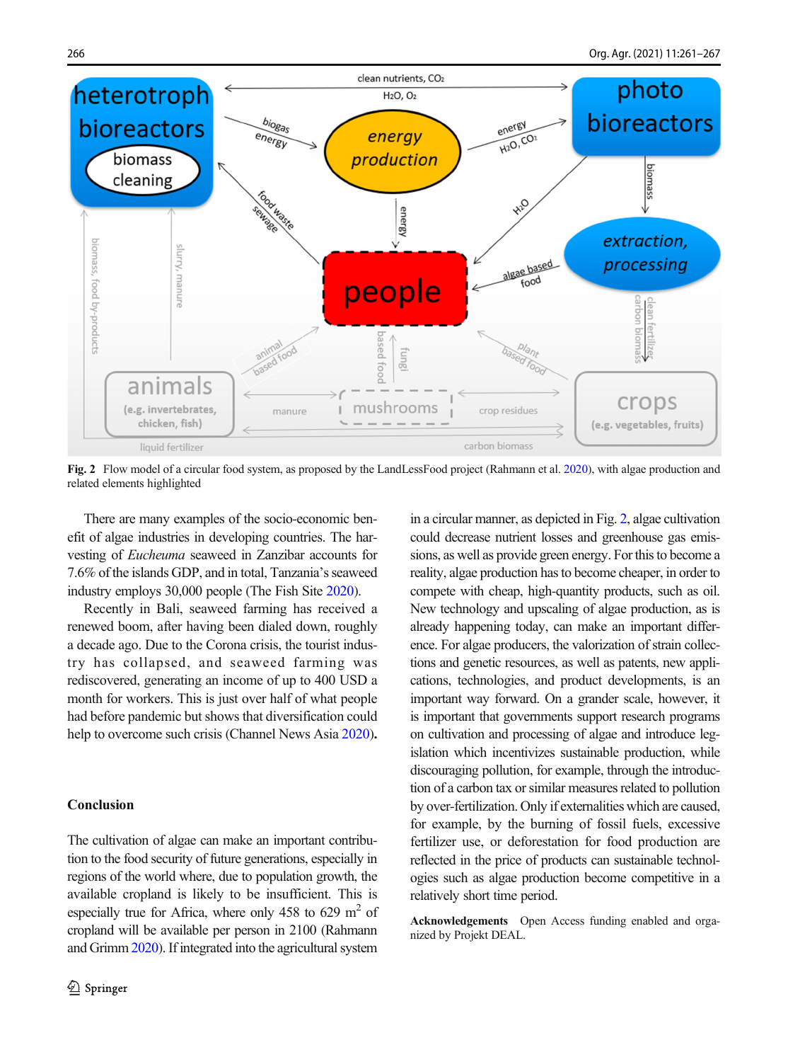Fig. 2 Flow model of a circular food system, as proposed by the LandLessFood project (Rahmann et al. 2020), with algae production and related elements highlighted

There are many examples of the socio-economic benefit of algae industries in developing countries. The harvesting of *Eucheuma* seaweed in Zanzibar accounts for 7.6% of the islands GDP, and in total, Tanzania's seaweed industry employs 30,000 people (The Fish Site 2020).

Recently in Bali, seaweed farming has received a renewed boom, after having been dialed down, roughly a decade ago. Due to the Corona crisis, the tourist industry has collapsed, and seaweed farming was rediscovered, generating an income of up to 400 USD a month for workers. This is just over half of what people had before pandemic but shows that diversification could help to overcome such crisis (Channel News Asia 2020).

## Conclusion

The cultivation of algae can make an important contribution to the food security of future generations, especially in regions of the world where, due to population growth, the available cropland is likely to be insufficient. This is especially true for Africa, where only 458 to 629 m$^2$ of cropland will be available per person in 2100 (Rahmann and Grimm 2020). If integrated into the agricultural system in a circular manner, as depicted in Fig. 2, algae cultivation could decrease nutrient losses and greenhouse gas emissions, as well as provide green energy. For this to become a reality, algae production has to become cheaper, in order to compete with cheap, high-quantity products, such as oil. New technology and upscaling of algae production, as is already happening today, can make an important difference. For algae producers, the valorization of strain collections and genetic resources, as well as patents, new applications, technologies, and product developments, is an important way forward. On a grander scale, however, it is important that governments support research programs on cultivation and processing of algae and introduce legislation which incentivizes sustainable production, while discouraging pollution, for example, through the introduction of a carbon tax or similar measures related to pollution by over-fertilization. Only if externalities which are caused, for example, by the burning of fossil fuels, excessive fertilizer use, or deforestation for food production are reflected in the price of products can sustainable technologies such as algae production become competitive in a relatively short time period.

**Acknowledgements** Open Access funding enabled and organized by Projekt DEAL.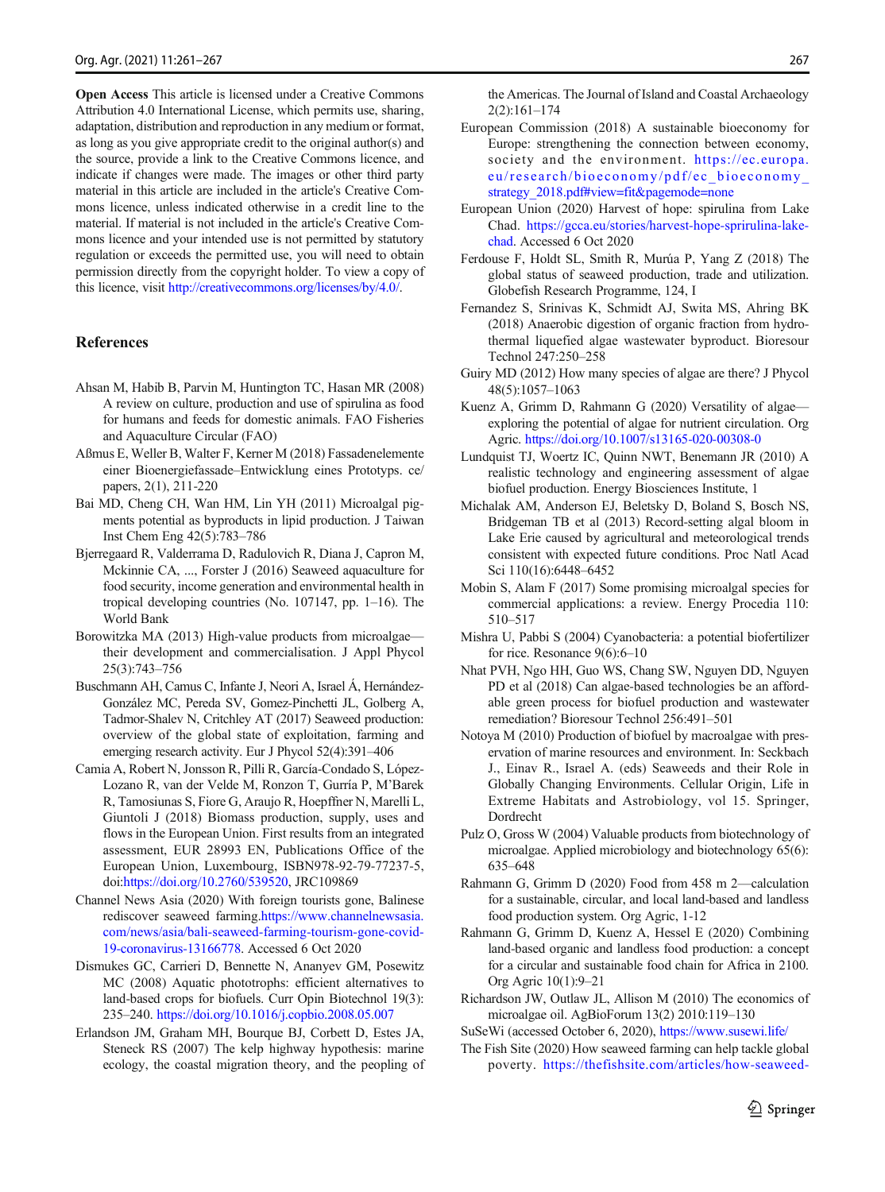**Open Access** This article is licensed under a Creative Commons Attribution 4.0 International License, which permits use, sharing, adaptation, distribution and reproduction in any medium or format, as long as you give appropriate credit to the original author(s) and the source, provide a link to the Creative Commons licence, and indicate if changes were made. The images or other third party material in this article are included in the article's Creative Commons licence, unless indicated otherwise in a credit line to the material. If material is not included in the article's Creative Commons licence and your intended use is not permitted by statutory regulation or exceeds the permitted use, you will need to obtain permission directly from the copyright holder. To view a copy of this licence, visit http://creativecommons.org/licenses/by/4.0/.

## References

Ahsan M, Habib B, Parvin M, Huntington TC, Hasan MR (2008) A review on culture, production and use of spirulina as food for humans and feeds for domestic animals. FAO Fisheries and Aquaculture Circular (FAO)

Aßmus E, Weller B, Walter F, Kerner M (2018) Fassadenelemente einer Bioenergiefassade–Entwicklung eines Prototyps. ce/papers, 2(1), 211-220

Bai MD, Cheng CH, Wan HM, Lin YH (2011) Microalgal pigments potential as byproducts in lipid production. J Taiwan Inst Chem Eng 42(5):783–786

Bjerregaard R, Valderrama D, Radulovich R, Diana J, Capron M, Mckinnie CA, ..., Forster J (2016) Seaweed aquaculture for food security, income generation and environmental health in tropical developing countries (No. 107147, pp. 1–16). The World Bank

Borowitzka MA (2013) High-value products from microalgae—their development and commercialisation. J Appl Phycol 25(3):743–756

Buschmann AH, Camus C, Infante J, Neori A, Israel Á, Hernández-González MC, Pereda SV, Gomez-Pinchetti JL, Golberg A, Tadmor-Shalev N, Critchley AT (2017) Seaweed production: overview of the global state of exploitation, farming and emerging research activity. Eur J Phycol 52(4):391–406

Camia A, Robert N, Jonsson R, Pilli R, García-Condado S, López-Lozano R, van der Velde M, Ronzon T, Gurría P, M'Barek R, Tamosiunas S, Fiore G, Araujo R, Hoepffner N, Marelli L, Giuntoli J (2018) Biomass production, supply, uses and flows in the European Union. First results from an integrated assessment, EUR 28993 EN, Publications Office of the European Union, Luxembourg, ISBN978-92-79-77237-5, doi:https://doi.org/10.2760/539520, JRC109869

Channel News Asia (2020) With foreign tourists gone, Balinese rediscover seaweed farming.https://www.channelnewsasia.com/news/asia/bali-seaweed-farming-tourism-gone-covid-19-coronavirus-13166778. Accessed 6 Oct 2020

Dismukes GC, Carrieri D, Bennette N, Ananyev GM, Posewitz MC (2008) Aquatic phototrophs: efficient alternatives to land-based crops for biofuels. Curr Opin Biotechnol 19(3):235–240. https://doi.org/10.1016/j.copbio.2008.05.007

Erlandson JM, Graham MH, Bourque BJ, Corbett D, Estes JA, Steneck RS (2007) The kelp highway hypothesis: marine ecology, the coastal migration theory, and the peopling of the Americas. The Journal of Island and Coastal Archaeology 2(2):161–174

European Commission (2018) A sustainable bioeconomy for Europe: strengthening the connection between economy, society and the environment. https://ec.europa.eu/research/bioeconomy/pdf/ec_bioeconomy_strategy_2018.pdf#view=fit&pagemode=none

European Union (2020) Harvest of hope: spirulina from Lake Chad. https://gcca.eu/stories/harvest-hope-sprirulina-lake-chad. Accessed 6 Oct 2020

Ferdouse F, Holdt SL, Smith R, Murúa P, Yang Z (2018) The global status of seaweed production, trade and utilization. Globefish Research Programme, 124, I

Fernandez S, Srinivas K, Schmidt AJ, Swita MS, Ahring BK (2018) Anaerobic digestion of organic fraction from hydrothermal liquefied algae wastewater byproduct. Bioresour Technol 247:250–258

Guiry MD (2012) How many species of algae are there? J Phycol 48(5):1057–1063

Kuenz A, Grimm D, Rahmann G (2020) Versatility of algae—exploring the potential of algae for nutrient circulation. Org Agric. https://doi.org/10.1007/s13165-020-00308-0

Lundquist TJ, Woertz IC, Quinn NWT, Benemann JR (2010) A realistic technology and engineering assessment of algae biofuel production. Energy Biosciences Institute, 1

Michalak AM, Anderson EJ, Beletsky D, Boland S, Bosch NS, Bridgeman TB et al (2013) Record-setting algal bloom in Lake Erie caused by agricultural and meteorological trends consistent with expected future conditions. Proc Natl Acad Sci 110(16):6448–6452

Mobin S, Alam F (2017) Some promising microalgal species for commercial applications: a review. Energy Procedia 110: 510–517

Mishra U, Pabbi S (2004) Cyanobacteria: a potential biofertilizer for rice. Resonance 9(6):6–10

Nhat PVH, Ngo HH, Guo WS, Chang SW, Nguyen DD, Nguyen PD et al (2018) Can algae-based technologies be an affordable green process for biofuel production and wastewater remediation? Bioresour Technol 256:491–501

Notoya M (2010) Production of biofuel by macroalgae with preservation of marine resources and environment. In: Seckbach J., Einav R., Israel A. (eds) Seaweeds and their Role in Globally Changing Environments. Cellular Origin, Life in Extreme Habitats and Astrobiology, vol 15. Springer, Dordrecht

Pulz O, Gross W (2004) Valuable products from biotechnology of microalgae. Applied microbiology and biotechnology 65(6): 635–648

Rahmann G, Grimm D (2020) Food from 458 m 2—calculation for a sustainable, circular, and local land-based and landless food production system. Org Agric, 1-12

Rahmann G, Grimm D, Kuenz A, Hessel E (2020) Combining land-based organic and landless food production: a concept for a circular and sustainable food chain for Africa in 2100. Org Agric 10(1):9–21

Richardson JW, Outlaw JL, Allison M (2010) The economics of microalgae oil. AgBioForum 13(2) 2010:119–130

SuSeWi (accessed October 6, 2020), https://www.susewi.life/

The Fish Site (2020) How seaweed farming can help tackle global poverty. https://thefishsite.com/articles/how-seaweed-